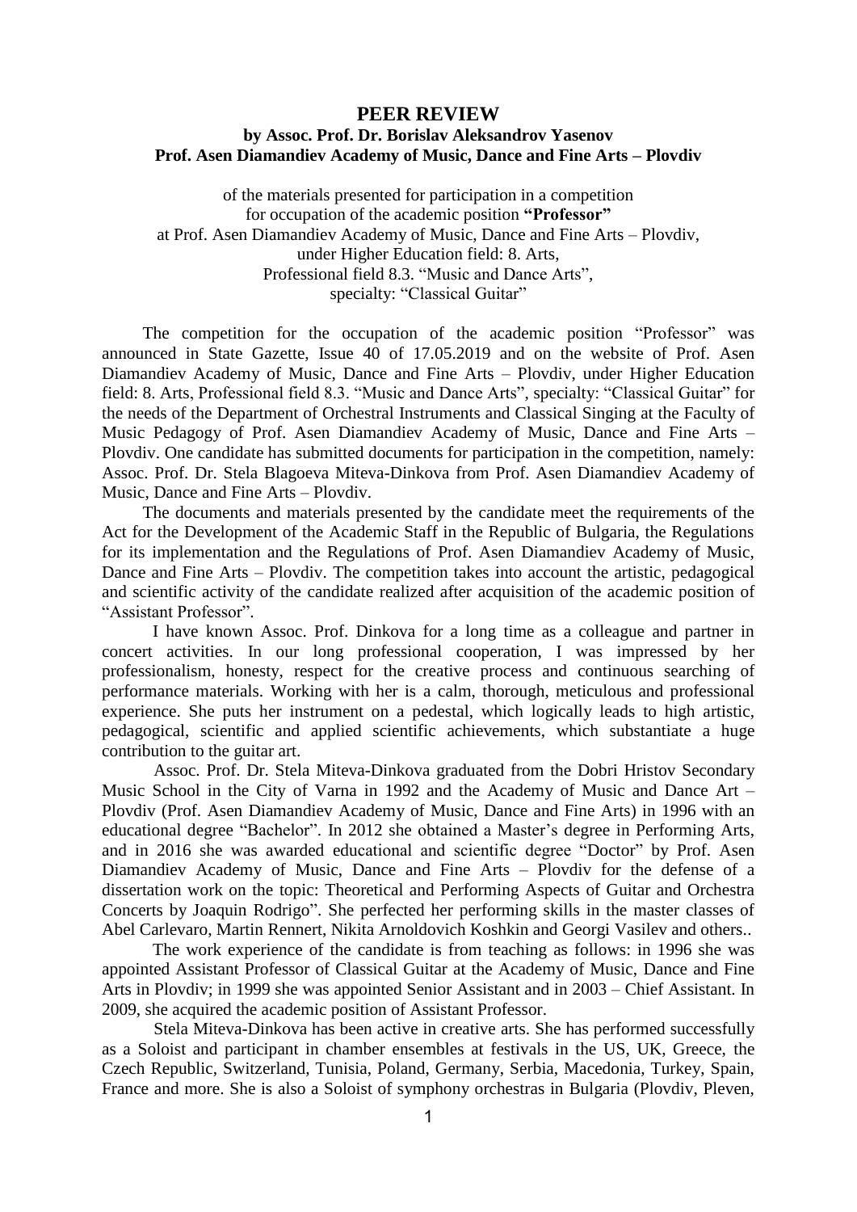# PEER REVIEW

**by Assoc. Prof. Dr. Borislav Aleksandrov Yasenov**
**Prof. Asen Diamandiev Academy of Music, Dance and Fine Arts – Plovdiv**

of the materials presented for participation in a competition
for occupation of the academic position **"Professor"**
at Prof. Asen Diamandiev Academy of Music, Dance and Fine Arts – Plovdiv,
under Higher Education field: 8. Arts,
Professional field 8.3. "Music and Dance Arts",
specialty: "Classical Guitar"

The competition for the occupation of the academic position "Professor" was announced in State Gazette, Issue 40 of 17.05.2019 and on the website of Prof. Asen Diamandiev Academy of Music, Dance and Fine Arts – Plovdiv, under Higher Education field: 8. Arts, Professional field 8.3. "Music and Dance Arts", specialty: "Classical Guitar" for the needs of the Department of Orchestral Instruments and Classical Singing at the Faculty of Music Pedagogy of Prof. Asen Diamandiev Academy of Music, Dance and Fine Arts – Plovdiv. One candidate has submitted documents for participation in the competition, namely: Assoc. Prof. Dr. Stela Blagoeva Miteva-Dinkova from Prof. Asen Diamandiev Academy of Music, Dance and Fine Arts – Plovdiv.

The documents and materials presented by the candidate meet the requirements of the Act for the Development of the Academic Staff in the Republic of Bulgaria, the Regulations for its implementation and the Regulations of Prof. Asen Diamandiev Academy of Music, Dance and Fine Arts – Plovdiv. The competition takes into account the artistic, pedagogical and scientific activity of the candidate realized after acquisition of the academic position of "Assistant Professor".

I have known Assoc. Prof. Dinkova for a long time as a colleague and partner in concert activities. In our long professional cooperation, I was impressed by her professionalism, honesty, respect for the creative process and continuous searching of performance materials. Working with her is a calm, thorough, meticulous and professional experience. She puts her instrument on a pedestal, which logically leads to high artistic, pedagogical, scientific and applied scientific achievements, which substantiate a huge contribution to the guitar art.

Assoc. Prof. Dr. Stela Miteva-Dinkova graduated from the Dobri Hristov Secondary Music School in the City of Varna in 1992 and the Academy of Music and Dance Art – Plovdiv (Prof. Asen Diamandiev Academy of Music, Dance and Fine Arts) in 1996 with an educational degree "Bachelor". In 2012 she obtained a Master's degree in Performing Arts, and in 2016 she was awarded educational and scientific degree "Doctor" by Prof. Asen Diamandiev Academy of Music, Dance and Fine Arts – Plovdiv for the defense of a dissertation work on the topic: Theoretical and Performing Aspects of Guitar and Orchestra Concerts by Joaquin Rodrigo". She perfected her performing skills in the master classes of Abel Carlevaro, Martin Rennert, Nikita Arnoldovich Koshkin and Georgi Vasilev and others..

The work experience of the candidate is from teaching as follows: in 1996 she was appointed Assistant Professor of Classical Guitar at the Academy of Music, Dance and Fine Arts in Plovdiv; in 1999 she was appointed Senior Assistant and in 2003 – Chief Assistant. In 2009, she acquired the academic position of Assistant Professor.

Stela Miteva-Dinkova has been active in creative arts. She has performed successfully as a Soloist and participant in chamber ensembles at festivals in the US, UK, Greece, the Czech Republic, Switzerland, Tunisia, Poland, Germany, Serbia, Macedonia, Turkey, Spain, France and more. She is also a Soloist of symphony orchestras in Bulgaria (Plovdiv, Pleven,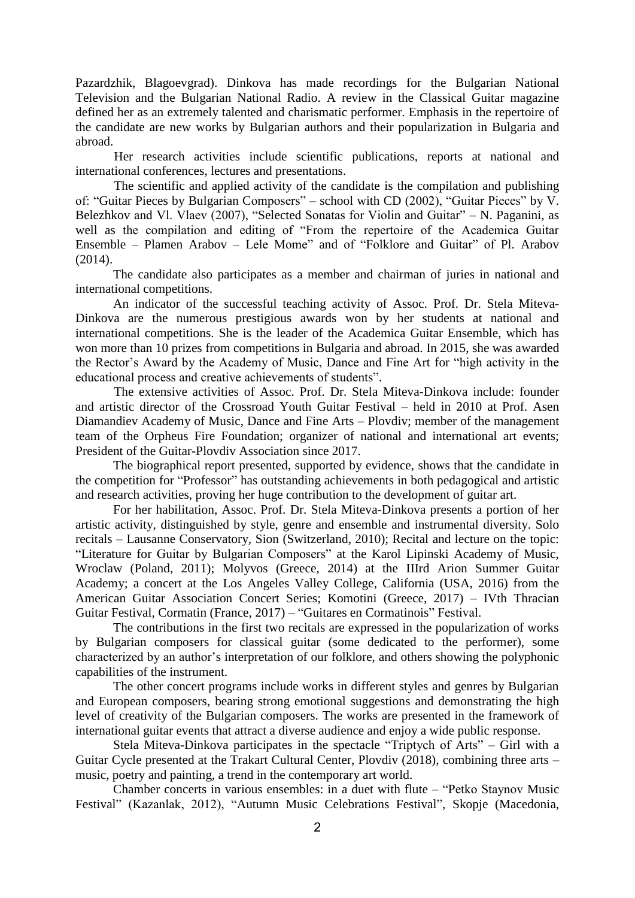Pazardzhik, Blagoevgrad). Dinkova has made recordings for the Bulgarian National Television and the Bulgarian National Radio. A review in the Classical Guitar magazine defined her as an extremely talented and charismatic performer. Emphasis in the repertoire of the candidate are new works by Bulgarian authors and their popularization in Bulgaria and abroad.

Her research activities include scientific publications, reports at national and international conferences, lectures and presentations.

The scientific and applied activity of the candidate is the compilation and publishing of: "Guitar Pieces by Bulgarian Composers" – school with CD (2002), "Guitar Pieces" by V. Belezhkov and Vl. Vlaev (2007), "Selected Sonatas for Violin and Guitar" – N. Paganini, as well as the compilation and editing of "From the repertoire of the Academica Guitar Ensemble – Plamen Arabov – Lele Mome" and of "Folklore and Guitar" of Pl. Arabov (2014).

The candidate also participates as a member and chairman of juries in national and international competitions.

An indicator of the successful teaching activity of Assoc. Prof. Dr. Stela Miteva-Dinkova are the numerous prestigious awards won by her students at national and international competitions. She is the leader of the Academica Guitar Ensemble, which has won more than 10 prizes from competitions in Bulgaria and abroad. In 2015, she was awarded the Rector's Award by the Academy of Music, Dance and Fine Art for "high activity in the educational process and creative achievements of students".

The extensive activities of Assoc. Prof. Dr. Stela Miteva-Dinkova include: founder and artistic director of the Crossroad Youth Guitar Festival – held in 2010 at Prof. Asen Diamandiev Academy of Music, Dance and Fine Arts – Plovdiv; member of the management team of the Orpheus Fire Foundation; organizer of national and international art events; President of the Guitar-Plovdiv Association since 2017.

The biographical report presented, supported by evidence, shows that the candidate in the competition for "Professor" has outstanding achievements in both pedagogical and artistic and research activities, proving her huge contribution to the development of guitar art.

For her habilitation, Assoc. Prof. Dr. Stela Miteva-Dinkova presents a portion of her artistic activity, distinguished by style, genre and ensemble and instrumental diversity. Solo recitals – Lausanne Conservatory, Sion (Switzerland, 2010); Recital and lecture on the topic: "Literature for Guitar by Bulgarian Composers" at the Karol Lipinski Academy of Music, Wroclaw (Poland, 2011); Molyvos (Greece, 2014) at the IIIrd Arion Summer Guitar Academy; a concert at the Los Angeles Valley College, California (USA, 2016) from the American Guitar Association Concert Series; Komotini (Greece, 2017) – IVth Thracian Guitar Festival, Cormatin (France, 2017) – "Guitares en Cormatinois" Festival.

The contributions in the first two recitals are expressed in the popularization of works by Bulgarian composers for classical guitar (some dedicated to the performer), some characterized by an author's interpretation of our folklore, and others showing the polyphonic capabilities of the instrument.

The other concert programs include works in different styles and genres by Bulgarian and European composers, bearing strong emotional suggestions and demonstrating the high level of creativity of the Bulgarian composers. The works are presented in the framework of international guitar events that attract a diverse audience and enjoy a wide public response.

Stela Miteva-Dinkova participates in the spectacle "Triptych of Arts" – Girl with a Guitar Cycle presented at the Trakart Cultural Center, Plovdiv (2018), combining three arts – music, poetry and painting, a trend in the contemporary art world.

Chamber concerts in various ensembles: in a duet with flute – "Petko Staynov Music Festival" (Kazanlak, 2012), "Autumn Music Celebrations Festival", Skopje (Macedonia,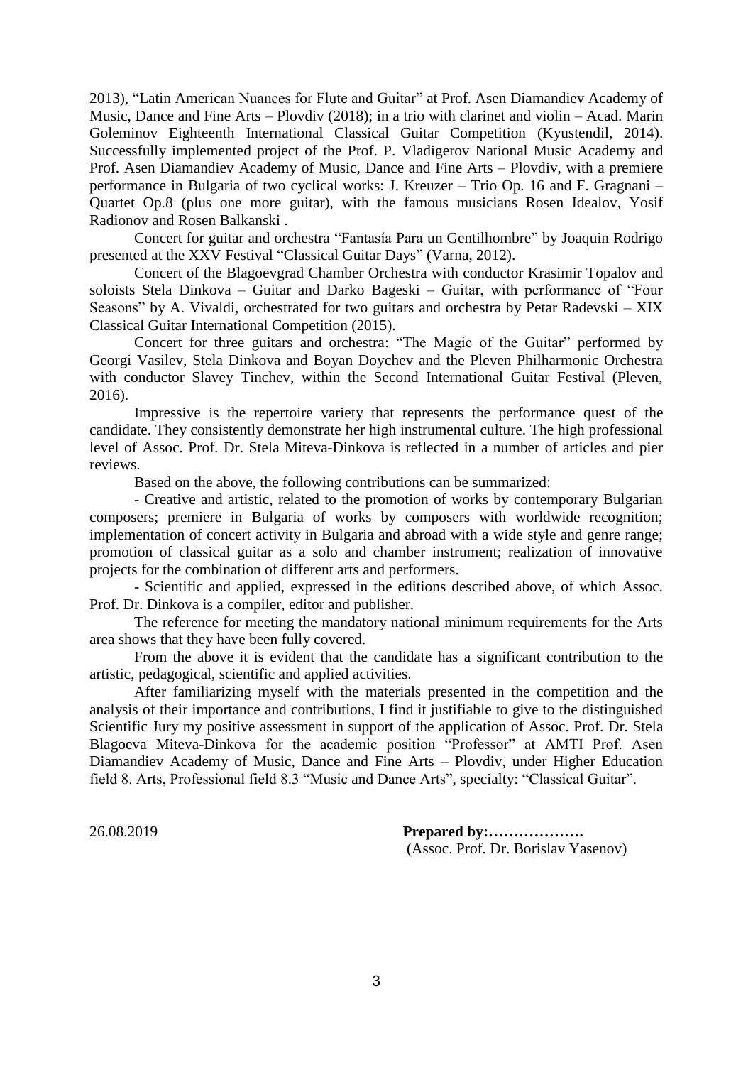2013), "Latin American Nuances for Flute and Guitar" at Prof. Asen Diamandiev Academy of Music, Dance and Fine Arts – Plovdiv (2018); in a trio with clarinet and violin – Acad. Marin Goleminov Eighteenth International Classical Guitar Competition (Kyustendil, 2014). Successfully implemented project of the Prof. P. Vladigerov National Music Academy and Prof. Asen Diamandiev Academy of Music, Dance and Fine Arts – Plovdiv, with a premiere performance in Bulgaria of two cyclical works: J. Kreuzer – Trio Op. 16 and F. Gragnani – Quartet Op.8 (plus one more guitar), with the famous musicians Rosen Idealov, Yosif Radionov and Rosen Balkanski .

Concert for guitar and orchestra "Fantasía Para un Gentilhombre" by Joaquin Rodrigo presented at the XXV Festival "Classical Guitar Days" (Varna, 2012).

Concert of the Blagoevgrad Chamber Orchestra with conductor Krasimir Topalov and soloists Stela Dinkova – Guitar and Darko Bageski – Guitar, with performance of "Four Seasons" by A. Vivaldi, orchestrated for two guitars and orchestra by Petar Radevski – XIX Classical Guitar International Competition (2015).

Concert for three guitars and orchestra: "The Magic of the Guitar" performed by Georgi Vasilev, Stela Dinkova and Boyan Doychev and the Pleven Philharmonic Orchestra with conductor Slavey Tinchev, within the Second International Guitar Festival (Pleven, 2016).

Impressive is the repertoire variety that represents the performance quest of the candidate. They consistently demonstrate her high instrumental culture. The high professional level of Assoc. Prof. Dr. Stela Miteva-Dinkova is reflected in a number of articles and pier reviews.

Based on the above, the following contributions can be summarized:

- Creative and artistic, related to the promotion of works by contemporary Bulgarian composers; premiere in Bulgaria of works by composers with worldwide recognition; implementation of concert activity in Bulgaria and abroad with a wide style and genre range; promotion of classical guitar as a solo and chamber instrument; realization of innovative projects for the combination of different arts and performers.
- Scientific and applied, expressed in the editions described above, of which Assoc. Prof. Dr. Dinkova is a compiler, editor and publisher.

The reference for meeting the mandatory national minimum requirements for the Arts area shows that they have been fully covered.

From the above it is evident that the candidate has a significant contribution to the artistic, pedagogical, scientific and applied activities.

After familiarizing myself with the materials presented in the competition and the analysis of their importance and contributions, I find it justifiable to give to the distinguished Scientific Jury my positive assessment in support of the application of Assoc. Prof. Dr. Stela Blagoeva Miteva-Dinkova for the academic position "Professor" at AMTI Prof. Asen Diamandiev Academy of Music, Dance and Fine Arts – Plovdiv, under Higher Education field 8. Arts, Professional field 8.3 "Music and Dance Arts", specialty: "Classical Guitar".

26.08.2019

**Prepared by:……………….**
(Assoc. Prof. Dr. Borislav Yasenov)